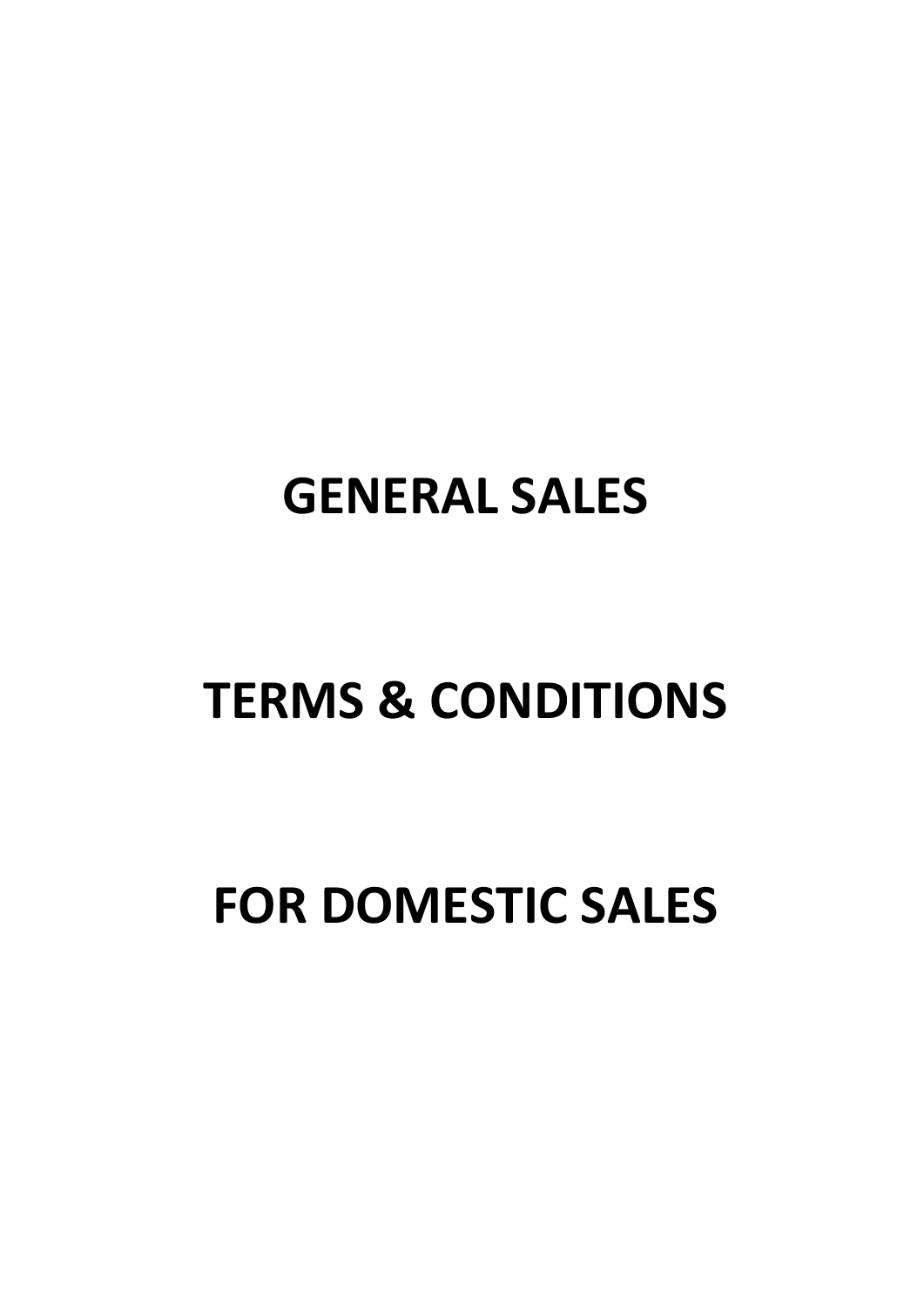# GENERAL SALES

# TERMS & CONDITIONS

# FOR DOMESTIC SALES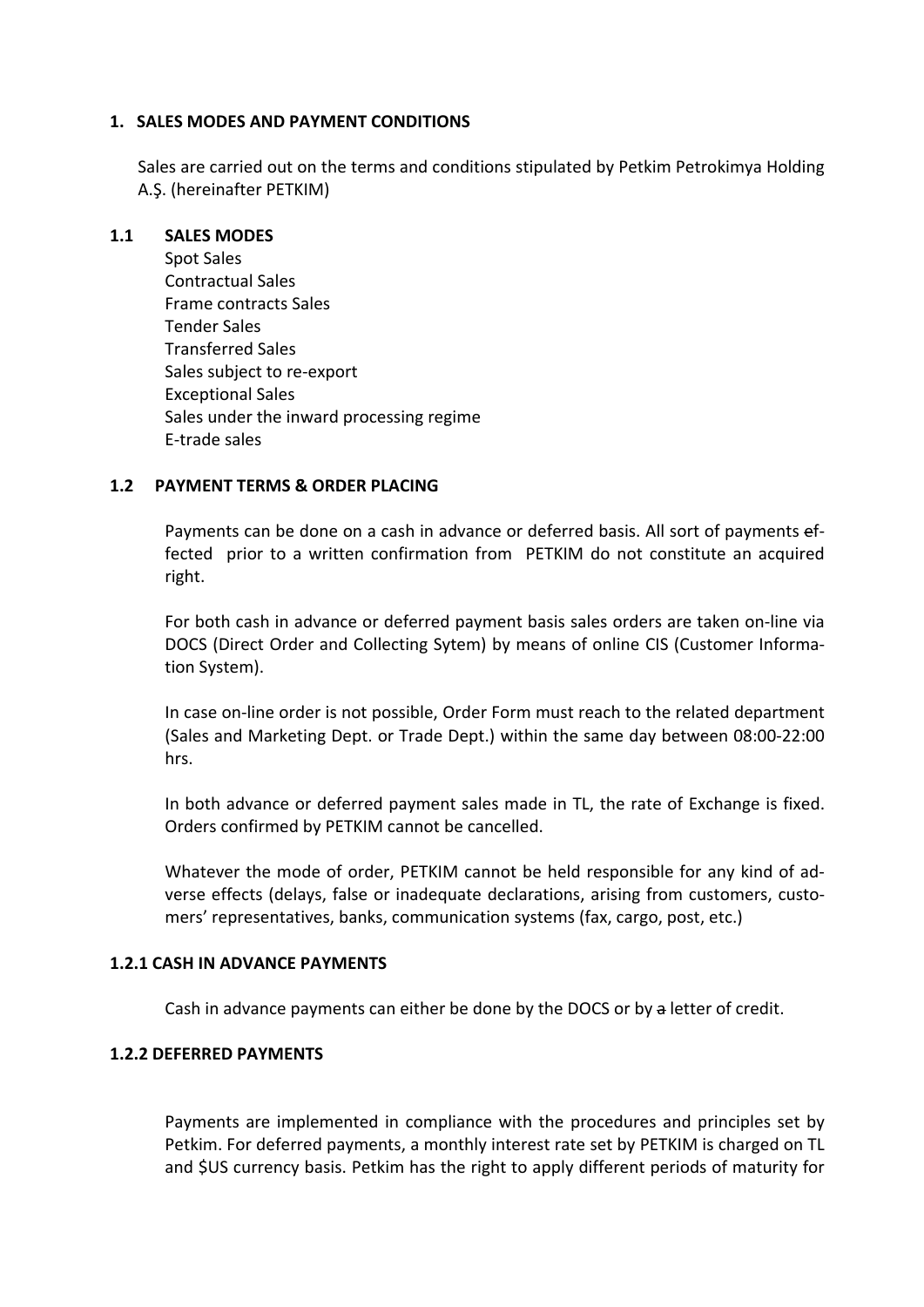## 1. SALES MODES AND PAYMENT CONDITIONS

Sales are carried out on the terms and conditions stipulated by Petkim Petrokimya Holding A.Ş. (hereinafter PETKIM)

### 1.1 SALES MODES

Spot Sales
Contractual Sales
Frame contracts Sales
Tender Sales
Transferred Sales
Sales subject to re-export
Exceptional Sales
Sales under the inward processing regime
E-trade sales

### 1.2 PAYMENT TERMS & ORDER PLACING

Payments can be done on a cash in advance or deferred basis. All sort of payments ~~ef~~fected prior to a written confirmation from PETKIM do not constitute an acquired right.

For both cash in advance or deferred payment basis sales orders are taken on-line via DOCS (Direct Order and Collecting Sytem) by means of online CIS (Customer Information System).

In case on-line order is not possible, Order Form must reach to the related department (Sales and Marketing Dept. or Trade Dept.) within the same day between 08:00-22:00 hrs.

In both advance or deferred payment sales made in TL, the rate of Exchange is fixed. Orders confirmed by PETKIM cannot be cancelled.

Whatever the mode of order, PETKIM cannot be held responsible for any kind of adverse effects (delays, false or inadequate declarations, arising from customers, customers' representatives, banks, communication systems (fax, cargo, post, etc.)

#### 1.2.1 CASH IN ADVANCE PAYMENTS

Cash in advance payments can either be done by the DOCS or by ~~a~~ letter of credit.

#### 1.2.2 DEFERRED PAYMENTS

Payments are implemented in compliance with the procedures and principles set by Petkim. For deferred payments, a monthly interest rate set by PETKIM is charged on TL and $US currency basis. Petkim has the right to apply different periods of maturity for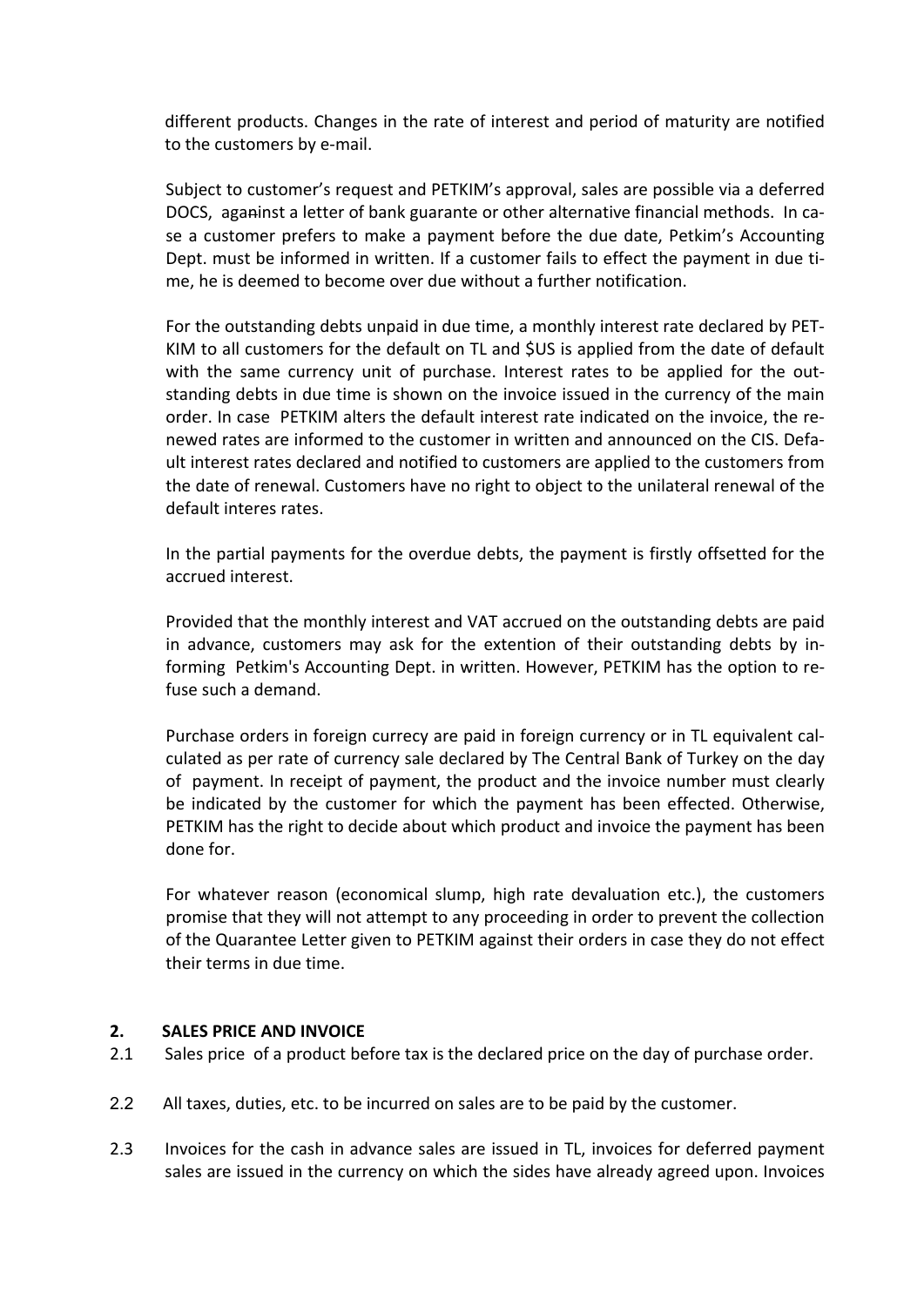different products. Changes in the rate of interest and period of maturity are notified to the customers by e-mail.

Subject to customer's request and PETKIM's approval, sales are possible via a deferred DOCS, aganinst a letter of bank guarante or other alternative financial methods. In case a customer prefers to make a payment before the due date, Petkim's Accounting Dept. must be informed in written. If a customer fails to effect the payment in due time, he is deemed to become over due without a further notification.

For the outstanding debts unpaid in due time, a monthly interest rate declared by PETKIM to all customers for the default on TL and $US is applied from the date of default with the same currency unit of purchase. Interest rates to be applied for the outstanding debts in due time is shown on the invoice issued in the currency of the main order. In case PETKIM alters the default interest rate indicated on the invoice, the renewed rates are informed to the customer in written and announced on the CIS. Default interest rates declared and notified to customers are applied to the customers from the date of renewal. Customers have no right to object to the unilateral renewal of the default interes rates.

In the partial payments for the overdue debts, the payment is firstly offsetted for the accrued interest.

Provided that the monthly interest and VAT accrued on the outstanding debts are paid in advance, customers may ask for the extention of their outstanding debts by informing Petkim's Accounting Dept. in written. However, PETKIM has the option to refuse such a demand.

Purchase orders in foreign currecy are paid in foreign currency or in TL equivalent calculated as per rate of currency sale declared by The Central Bank of Turkey on the day of payment. In receipt of payment, the product and the invoice number must clearly be indicated by the customer for which the payment has been effected. Otherwise, PETKIM has the right to decide about which product and invoice the payment has been done for.

For whatever reason (economical slump, high rate devaluation etc.), the customers promise that they will not attempt to any proceeding in order to prevent the collection of the Quarantee Letter given to PETKIM against their orders in case they do not effect their terms in due time.

## 2. SALES PRICE AND INVOICE

2.1 Sales price of a product before tax is the declared price on the day of purchase order.

2.2 All taxes, duties, etc. to be incurred on sales are to be paid by the customer.

2.3 Invoices for the cash in advance sales are issued in TL, invoices for deferred payment sales are issued in the currency on which the sides have already agreed upon. Invoices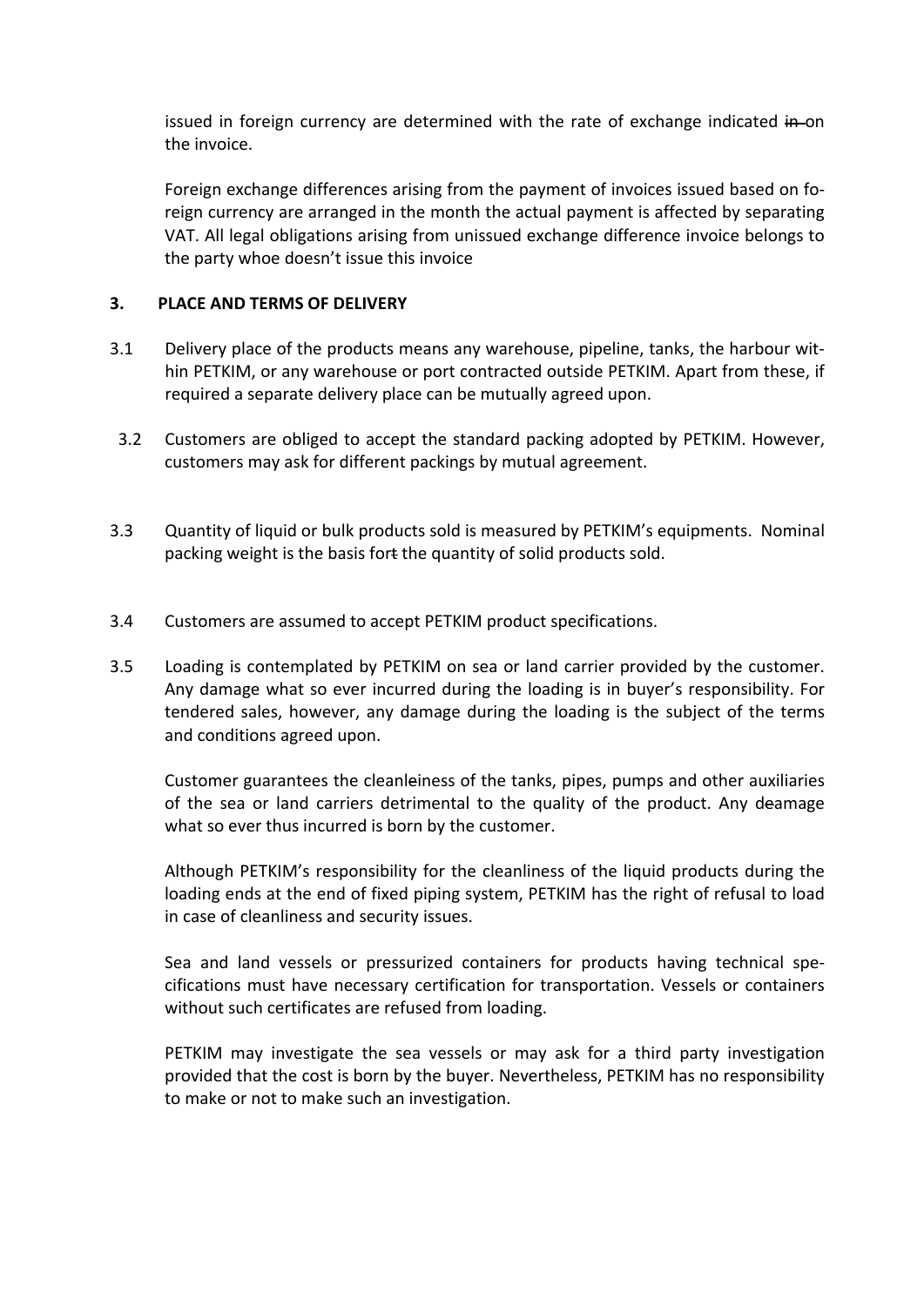issued in foreign currency are determined with the rate of exchange indicated ~~in~~ on the invoice.

Foreign exchange differences arising from the payment of invoices issued based on foreign currency are arranged in the month the actual payment is affected by separating VAT. All legal obligations arising from unissued exchange difference invoice belongs to the party whoe doesn't issue this invoice

### 3. PLACE AND TERMS OF DELIVERY

3.1 Delivery place of the products means any warehouse, pipeline, tanks, the harbour within PETKIM, or any warehouse or port contracted outside PETKIM. Apart from these, if required a separate delivery place can be mutually agreed upon.

3.2 Customers are obliged to accept the standard packing adopted by PETKIM. However, customers may ask for different packings by mutual agreement.

3.3 Quantity of liquid or bulk products sold is measured by PETKIM's equipments. Nominal packing weight is the basis for~~t~~ the quantity of solid products sold.

3.4 Customers are assumed to accept PETKIM product specifications.

3.5 Loading is contemplated by PETKIM on sea or land carrier provided by the customer. Any damage what so ever incurred during the loading is in buyer's responsibility. For tendered sales, however, any damage during the loading is the subject of the terms and conditions agreed upon.

Customer guarantees the cleanl~~e~~iness of the tanks, pipes, pumps and other auxiliaries of the sea or land carriers detrimental to the quality of the product. Any d~~e~~amage what so ever thus incurred is born by the customer.

Although PETKIM's responsibility for the cleanliness of the liquid products during the loading ends at the end of fixed piping system, PETKIM has the right of refusal to load in case of cleanliness and security issues.

Sea and land vessels or pressurized containers for products having technical specifications must have necessary certification for transportation. Vessels or containers without such certificates are refused from loading.

PETKIM may investigate the sea vessels or may ask for a third party investigation provided that the cost is born by the buyer. Nevertheless, PETKIM has no responsibility to make or not to make such an investigation.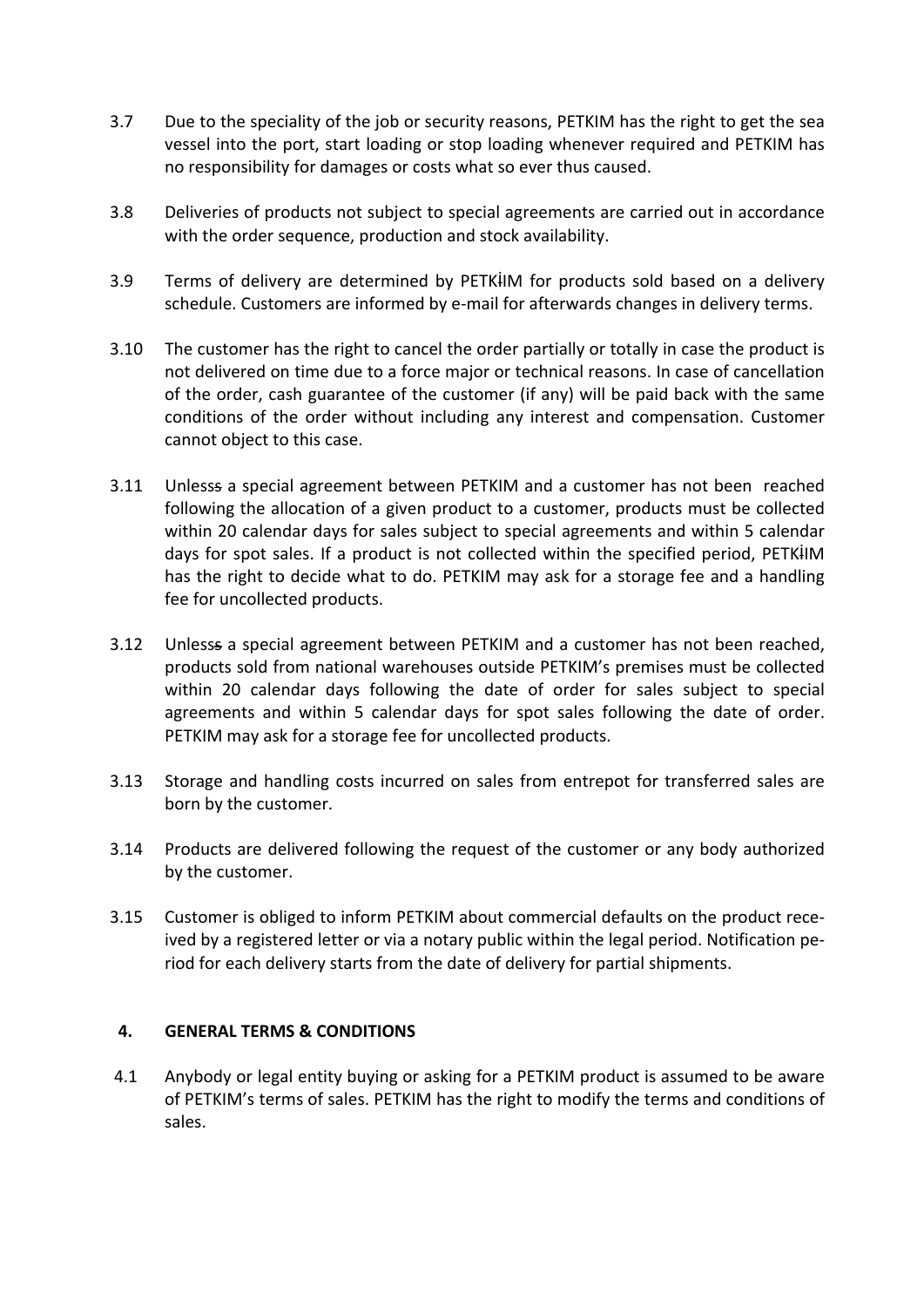3.7 Due to the speciality of the job or security reasons, PETKIM has the right to get the sea vessel into the port, start loading or stop loading whenever required and PETKIM has no responsibility for damages or costs what so ever thus caused.

3.8 Deliveries of products not subject to special agreements are carried out in accordance with the order sequence, production and stock availability.

3.9 Terms of delivery are determined by PETKİIM for products sold based on a delivery schedule. Customers are informed by e-mail for afterwards changes in delivery terms.

3.10 The customer has the right to cancel the order partially or totally in case the product is not delivered on time due to a force major or technical reasons. In case of cancellation of the order, cash guarantee of the customer (if any) will be paid back with the same conditions of the order without including any interest and compensation. Customer cannot object to this case.

3.11 Unlesss a special agreement between PETKIM and a customer has not been reached following the allocation of a given product to a customer, products must be collected within 20 calendar days for sales subject to special agreements and within 5 calendar days for spot sales. If a product is not collected within the specified period, PETKİIM has the right to decide what to do. PETKIM may ask for a storage fee and a handling fee for uncollected products.

3.12 Unlesss a special agreement between PETKIM and a customer has not been reached, products sold from national warehouses outside PETKIM's premises must be collected within 20 calendar days following the date of order for sales subject to special agreements and within 5 calendar days for spot sales following the date of order. PETKIM may ask for a storage fee for uncollected products.

3.13 Storage and handling costs incurred on sales from entrepot for transferred sales are born by the customer.

3.14 Products are delivered following the request of the customer or any body authorized by the customer.

3.15 Customer is obliged to inform PETKIM about commercial defaults on the product received by a registered letter or via a notary public within the legal period. Notification period for each delivery starts from the date of delivery for partial shipments.

## 4. GENERAL TERMS & CONDITIONS

4.1 Anybody or legal entity buying or asking for a PETKIM product is assumed to be aware of PETKIM's terms of sales. PETKIM has the right to modify the terms and conditions of sales.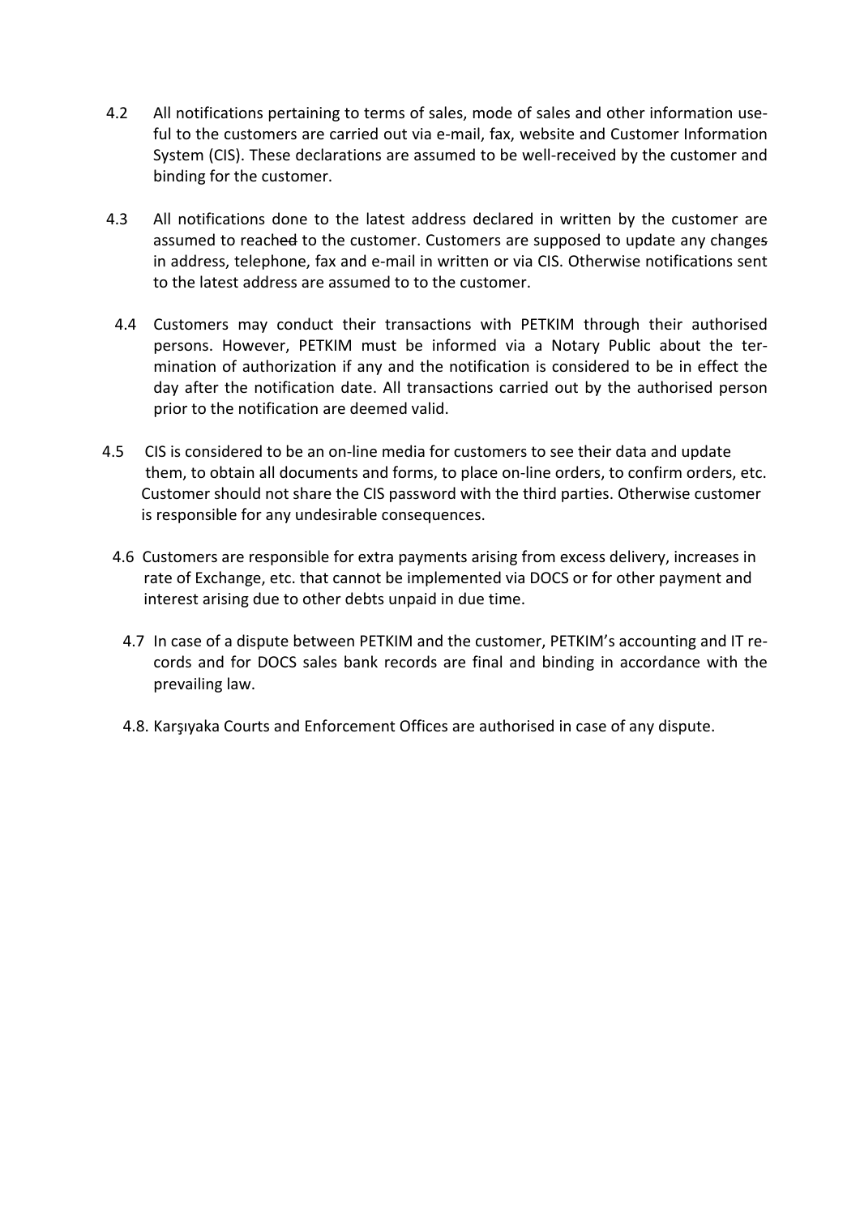4.2 All notifications pertaining to terms of sales, mode of sales and other information useful to the customers are carried out via e-mail, fax, website and Customer Information System (CIS). These declarations are assumed to be well-received by the customer and binding for the customer.

4.3 All notifications done to the latest address declared in written by the customer are assumed to reach~~ed~~ to the customer. Customers are supposed to update any change~~s~~ in address, telephone, fax and e-mail in written or via CIS. Otherwise notifications sent to the latest address are assumed to to the customer.

4.4 Customers may conduct their transactions with PETKIM through their authorised persons. However, PETKIM must be informed via a Notary Public about the termination of authorization if any and the notification is considered to be in effect the day after the notification date. All transactions carried out by the authorised person prior to the notification are deemed valid.

4.5 CIS is considered to be an on-line media for customers to see their data and update them, to obtain all documents and forms, to place on-line orders, to confirm orders, etc. Customer should not share the CIS password with the third parties. Otherwise customer is responsible for any undesirable consequences.

4.6 Customers are responsible for extra payments arising from excess delivery, increases in rate of Exchange, etc. that cannot be implemented via DOCS or for other payment and interest arising due to other debts unpaid in due time.

4.7 In case of a dispute between PETKIM and the customer, PETKIM's accounting and IT records and for DOCS sales bank records are final and binding in accordance with the prevailing law.

4.8. Karşıyaka Courts and Enforcement Offices are authorised in case of any dispute.